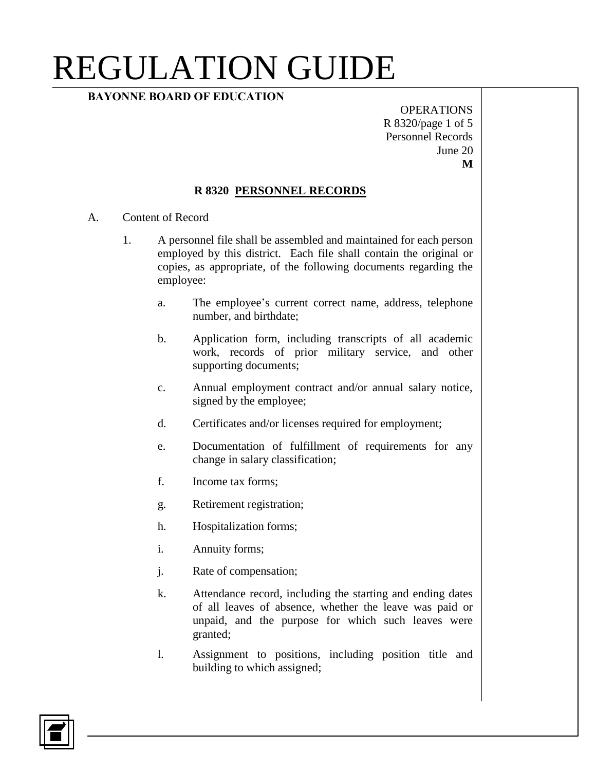# REGULATION GUIDE

**BAYONNE BOARD OF EDUCATION**

OPERATIONS
R 8320/page 1 of 5
Personnel Records
June 20
**M**

## R 8320 PERSONNEL RECORDS

A. Content of Record

1. A personnel file shall be assembled and maintained for each person employed by this district. Each file shall contain the original or copies, as appropriate, of the following documents regarding the employee:

   a. The employee's current correct name, address, telephone number, and birthdate;

   b. Application form, including transcripts of all academic work, records of prior military service, and other supporting documents;

   c. Annual employment contract and/or annual salary notice, signed by the employee;

   d. Certificates and/or licenses required for employment;

   e. Documentation of fulfillment of requirements for any change in salary classification;

   f. Income tax forms;

   g. Retirement registration;

   h. Hospitalization forms;

   i. Annuity forms;

   j. Rate of compensation;

   k. Attendance record, including the starting and ending dates of all leaves of absence, whether the leave was paid or unpaid, and the purpose for which such leaves were granted;

   l. Assignment to positions, including position title and building to which assigned;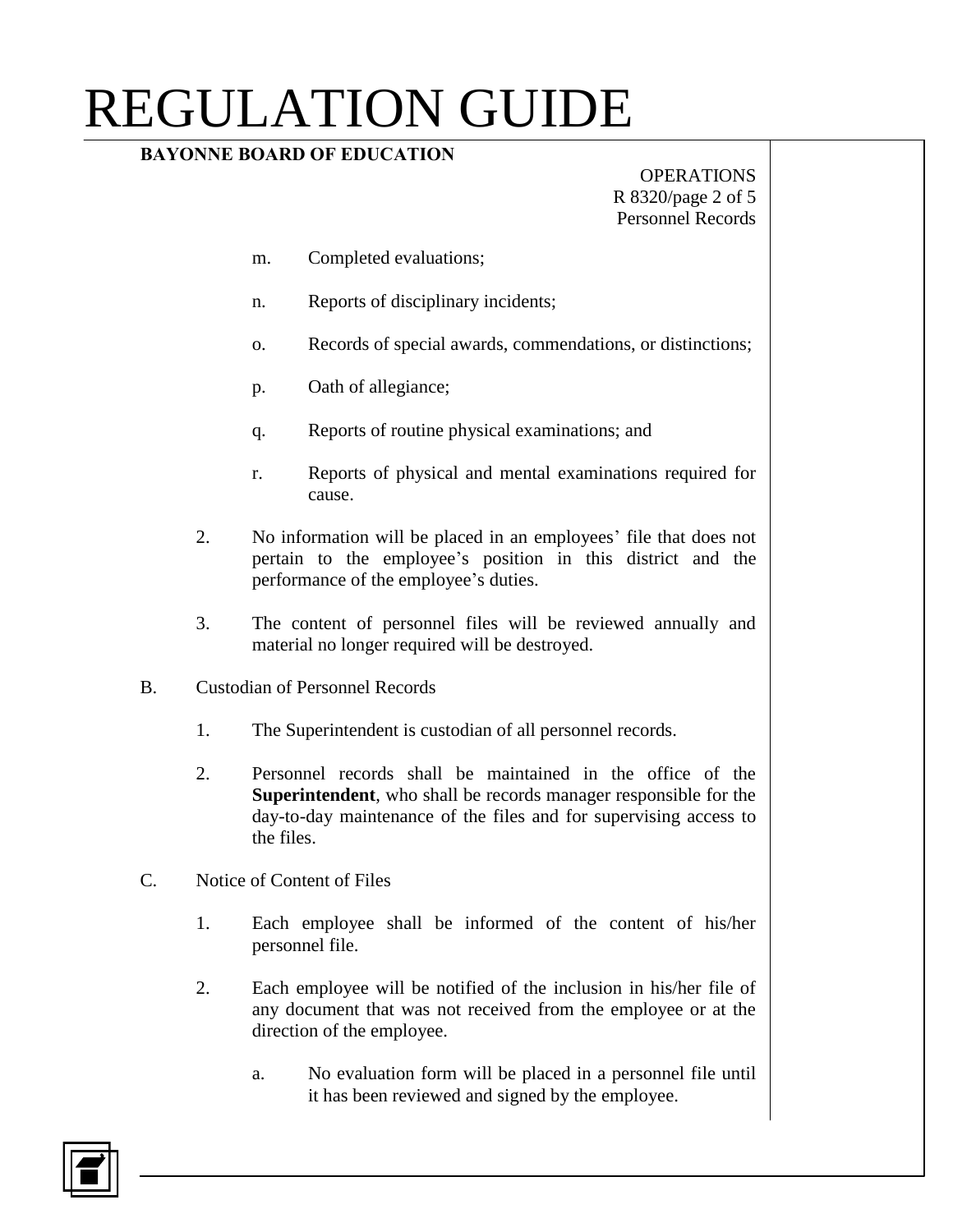m. Completed evaluations;

n. Reports of disciplinary incidents;

o. Records of special awards, commendations, or distinctions;

p. Oath of allegiance;

q. Reports of routine physical examinations; and

r. Reports of physical and mental examinations required for cause.

2. No information will be placed in an employees' file that does not pertain to the employee's position in this district and the performance of the employee's duties.

3. The content of personnel files will be reviewed annually and material no longer required will be destroyed.

B. Custodian of Personnel Records

1. The Superintendent is custodian of all personnel records.

2. Personnel records shall be maintained in the office of the **Superintendent**, who shall be records manager responsible for the day-to-day maintenance of the files and for supervising access to the files.

C. Notice of Content of Files

1. Each employee shall be informed of the content of his/her personnel file.

2. Each employee will be notified of the inclusion in his/her file of any document that was not received from the employee or at the direction of the employee.

   a. No evaluation form will be placed in a personnel file until it has been reviewed and signed by the employee.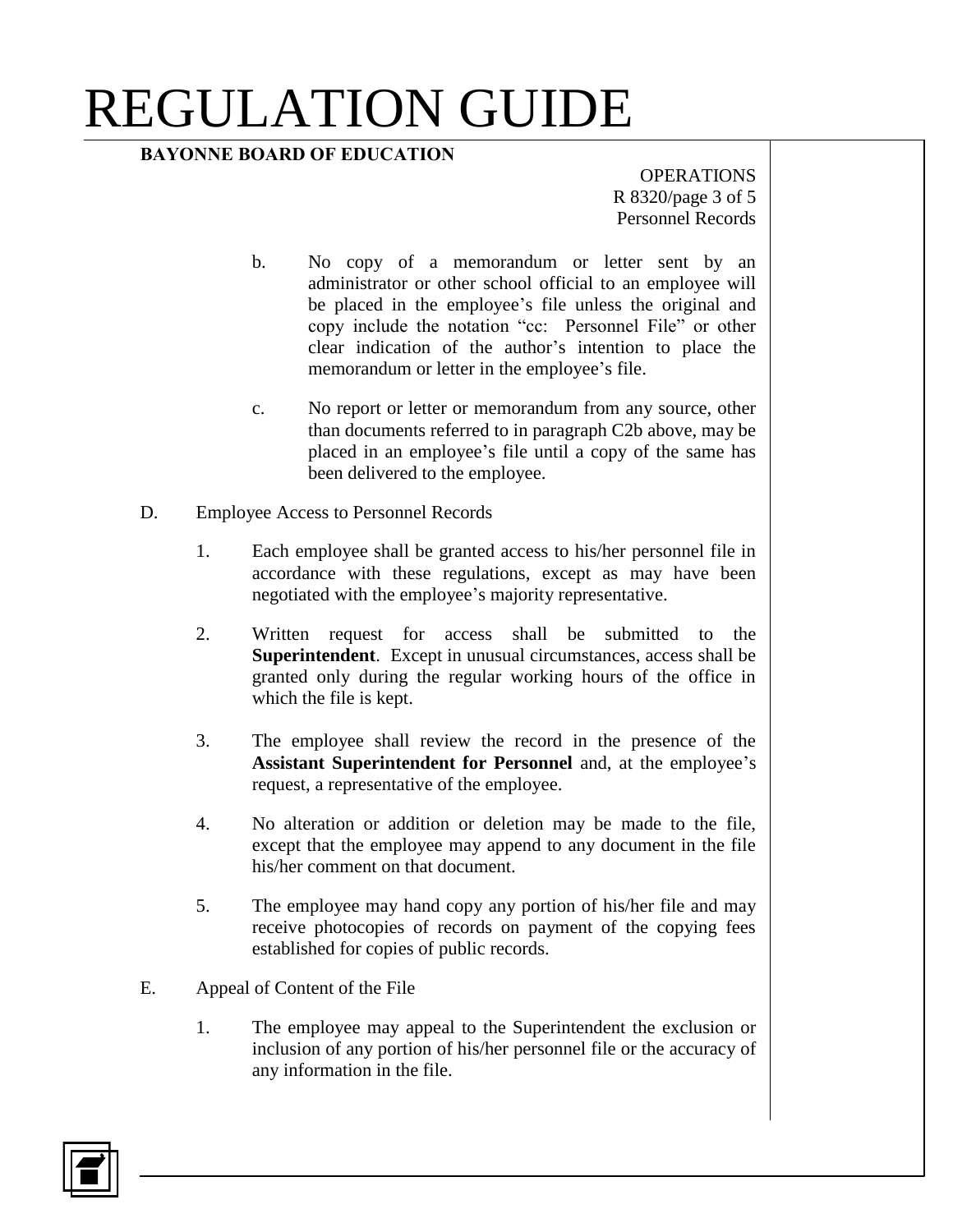b. No copy of a memorandum or letter sent by an administrator or other school official to an employee will be placed in the employee's file unless the original and copy include the notation "cc: Personnel File" or other clear indication of the author's intention to place the memorandum or letter in the employee's file.

c. No report or letter or memorandum from any source, other than documents referred to in paragraph C2b above, may be placed in an employee's file until a copy of the same has been delivered to the employee.

D. Employee Access to Personnel Records

1. Each employee shall be granted access to his/her personnel file in accordance with these regulations, except as may have been negotiated with the employee's majority representative.

2. Written request for access shall be submitted to the **Superintendent**. Except in unusual circumstances, access shall be granted only during the regular working hours of the office in which the file is kept.

3. The employee shall review the record in the presence of the **Assistant Superintendent for Personnel** and, at the employee's request, a representative of the employee.

4. No alteration or addition or deletion may be made to the file, except that the employee may append to any document in the file his/her comment on that document.

5. The employee may hand copy any portion of his/her file and may receive photocopies of records on payment of the copying fees established for copies of public records.

E. Appeal of Content of the File

1. The employee may appeal to the Superintendent the exclusion or inclusion of any portion of his/her personnel file or the accuracy of any information in the file.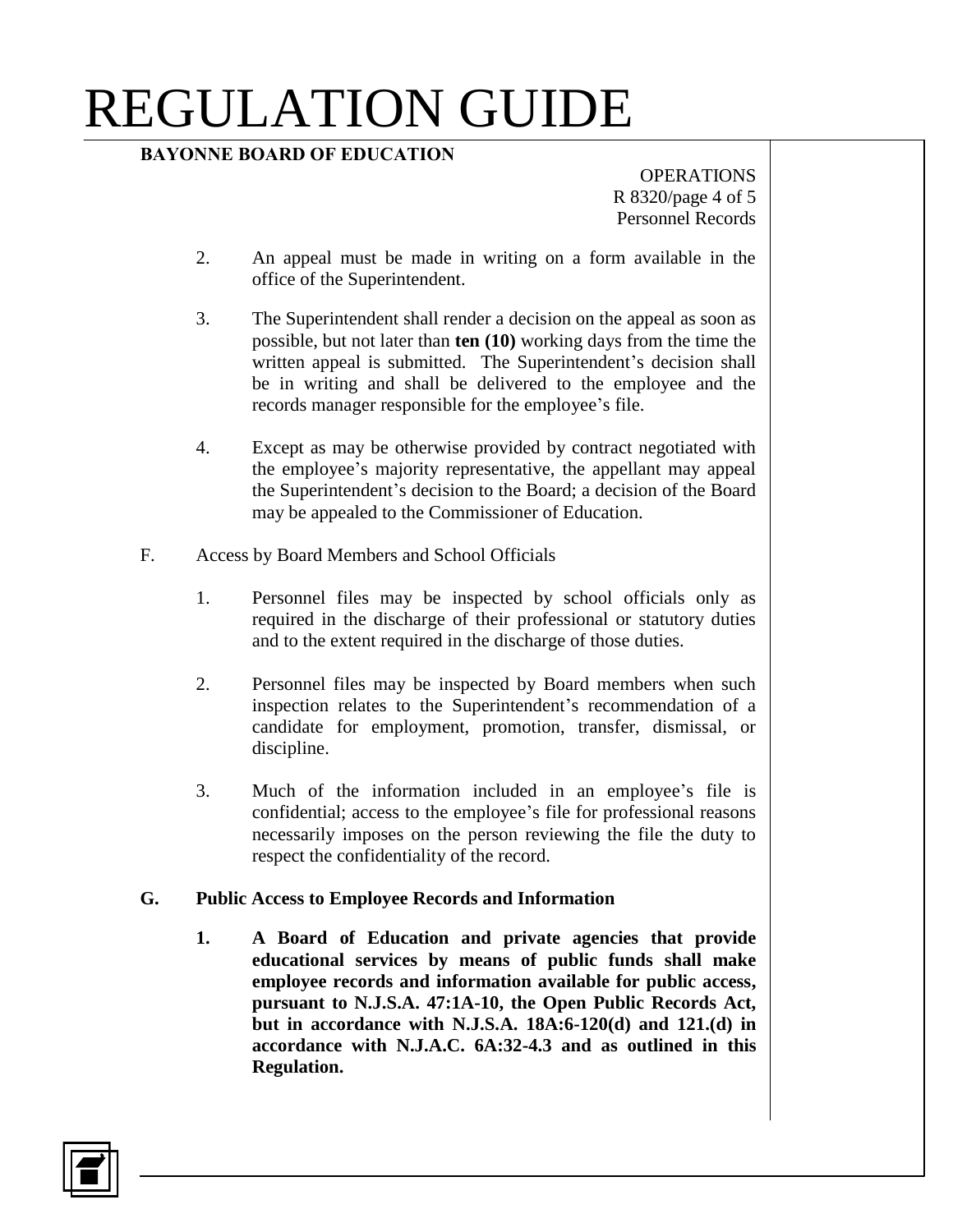2. An appeal must be made in writing on a form available in the office of the Superintendent.

3. The Superintendent shall render a decision on the appeal as soon as possible, but not later than **ten (10)** working days from the time the written appeal is submitted. The Superintendent's decision shall be in writing and shall be delivered to the employee and the records manager responsible for the employee's file.

4. Except as may be otherwise provided by contract negotiated with the employee's majority representative, the appellant may appeal the Superintendent's decision to the Board; a decision of the Board may be appealed to the Commissioner of Education.

F. Access by Board Members and School Officials

1. Personnel files may be inspected by school officials only as required in the discharge of their professional or statutory duties and to the extent required in the discharge of those duties.

2. Personnel files may be inspected by Board members when such inspection relates to the Superintendent's recommendation of a candidate for employment, promotion, transfer, dismissal, or discipline.

3. Much of the information included in an employee's file is confidential; access to the employee's file for professional reasons necessarily imposes on the person reviewing the file the duty to respect the confidentiality of the record.

**G. Public Access to Employee Records and Information**

**1. A Board of Education and private agencies that provide educational services by means of public funds shall make employee records and information available for public access, pursuant to N.J.S.A. 47:1A-10, the Open Public Records Act, but in accordance with N.J.S.A. 18A:6-120(d) and 121.(d) in accordance with N.J.A.C. 6A:32-4.3 and as outlined in this Regulation.**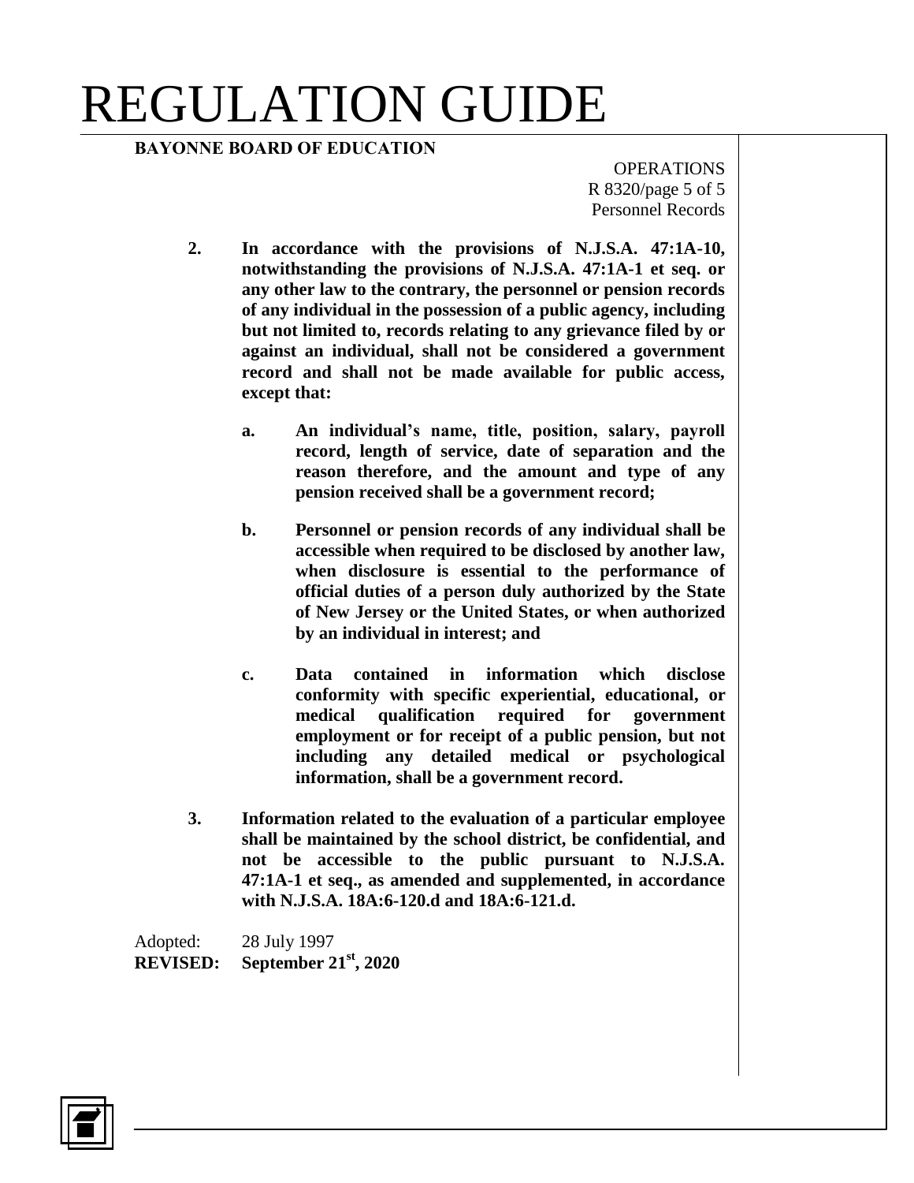**2. In accordance with the provisions of N.J.S.A. 47:1A-10, notwithstanding the provisions of N.J.S.A. 47:1A-1 et seq. or any other law to the contrary, the personnel or pension records of any individual in the possession of a public agency, including but not limited to, records relating to any grievance filed by or against an individual, shall not be considered a government record and shall not be made available for public access, except that:**

**a. An individual's name, title, position, salary, payroll record, length of service, date of separation and the reason therefore, and the amount and type of any pension received shall be a government record;**

**b. Personnel or pension records of any individual shall be accessible when required to be disclosed by another law, when disclosure is essential to the performance of official duties of a person duly authorized by the State of New Jersey or the United States, or when authorized by an individual in interest; and**

**c. Data contained in information which disclose conformity with specific experiential, educational, or medical qualification required for government employment or for receipt of a public pension, but not including any detailed medical or psychological information, shall be a government record.**

**3. Information related to the evaluation of a particular employee shall be maintained by the school district, be confidential, and not be accessible to the public pursuant to N.J.S.A. 47:1A-1 et seq., as amended and supplemented, in accordance with N.J.S.A. 18A:6-120.d and 18A:6-121.d.**

Adopted: 28 July 1997
**REVISED: September 21st, 2020**